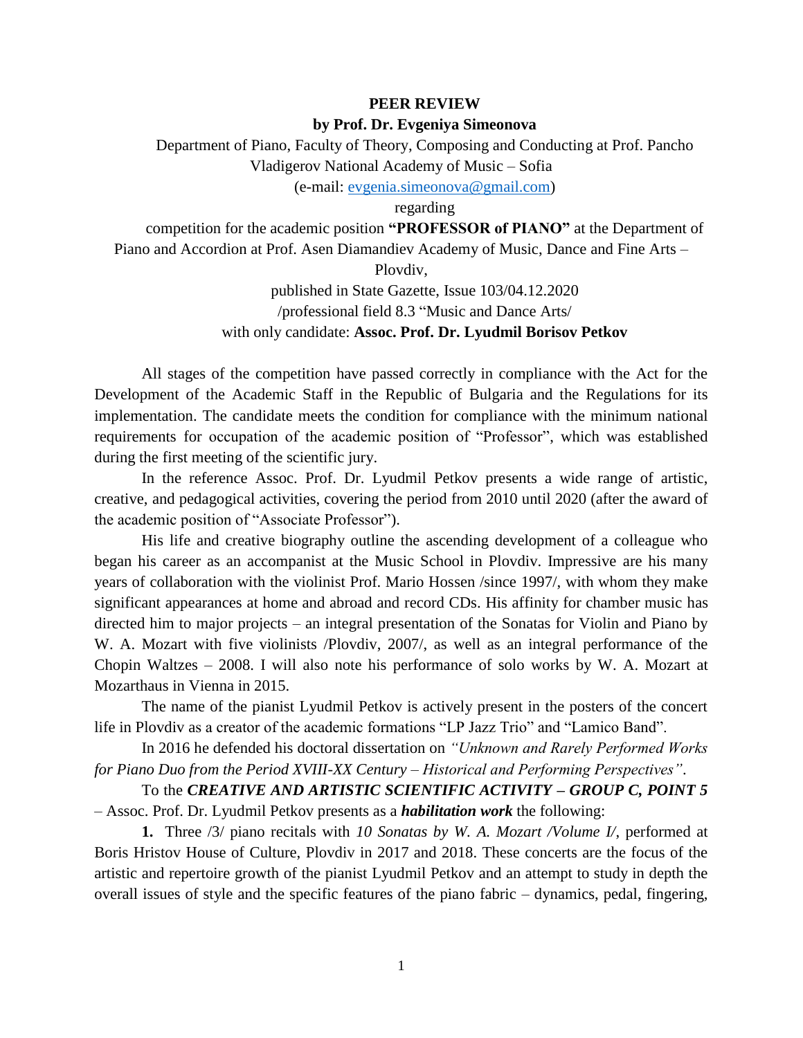**PEER REVIEW**

**by Prof. Dr. Evgeniya Simeonova**

Department of Piano, Faculty of Theory, Composing and Conducting at Prof. Pancho Vladigerov National Academy of Music – Sofia

(e-mail: evgenia.simeonova@gmail.com)

regarding

competition for the academic position **"PROFESSOR of PIANO"** at the Department of Piano and Accordion at Prof. Asen Diamandiev Academy of Music, Dance and Fine Arts – Plovdiv,

published in State Gazette, Issue 103/04.12.2020

/professional field 8.3 "Music and Dance Arts/

with only candidate: **Assoc. Prof. Dr. Lyudmil Borisov Petkov**

All stages of the competition have passed correctly in compliance with the Act for the Development of the Academic Staff in the Republic of Bulgaria and the Regulations for its implementation. The candidate meets the condition for compliance with the minimum national requirements for occupation of the academic position of "Professor", which was established during the first meeting of the scientific jury.

In the reference Assoc. Prof. Dr. Lyudmil Petkov presents a wide range of artistic, creative, and pedagogical activities, covering the period from 2010 until 2020 (after the award of the academic position of "Associate Professor").

His life and creative biography outline the ascending development of a colleague who began his career as an accompanist at the Music School in Plovdiv. Impressive are his many years of collaboration with the violinist Prof. Mario Hossen /since 1997/, with whom they make significant appearances at home and abroad and record CDs. His affinity for chamber music has directed him to major projects – an integral presentation of the Sonatas for Violin and Piano by W. A. Mozart with five violinists /Plovdiv, 2007/, as well as an integral performance of the Chopin Waltzes – 2008. I will also note his performance of solo works by W. A. Mozart at Mozarthaus in Vienna in 2015.

The name of the pianist Lyudmil Petkov is actively present in the posters of the concert life in Plovdiv as a creator of the academic formations "LP Jazz Trio" and "Lamico Band".

In 2016 he defended his doctoral dissertation on *"Unknown and Rarely Performed Works for Piano Duo from the Period XVIII-XX Century – Historical and Performing Perspectives"*.

To the ***CREATIVE AND ARTISTIC SCIENTIFIC ACTIVITY – GROUP C, POINT 5*** – Assoc. Prof. Dr. Lyudmil Petkov presents as a ***habilitation work*** the following:

**1.** Three /3/ piano recitals with *10 Sonatas by W. A. Mozart /Volume I/*, performed at Boris Hristov House of Culture, Plovdiv in 2017 and 2018. These concerts are the focus of the artistic and repertoire growth of the pianist Lyudmil Petkov and an attempt to study in depth the overall issues of style and the specific features of the piano fabric – dynamics, pedal, fingering,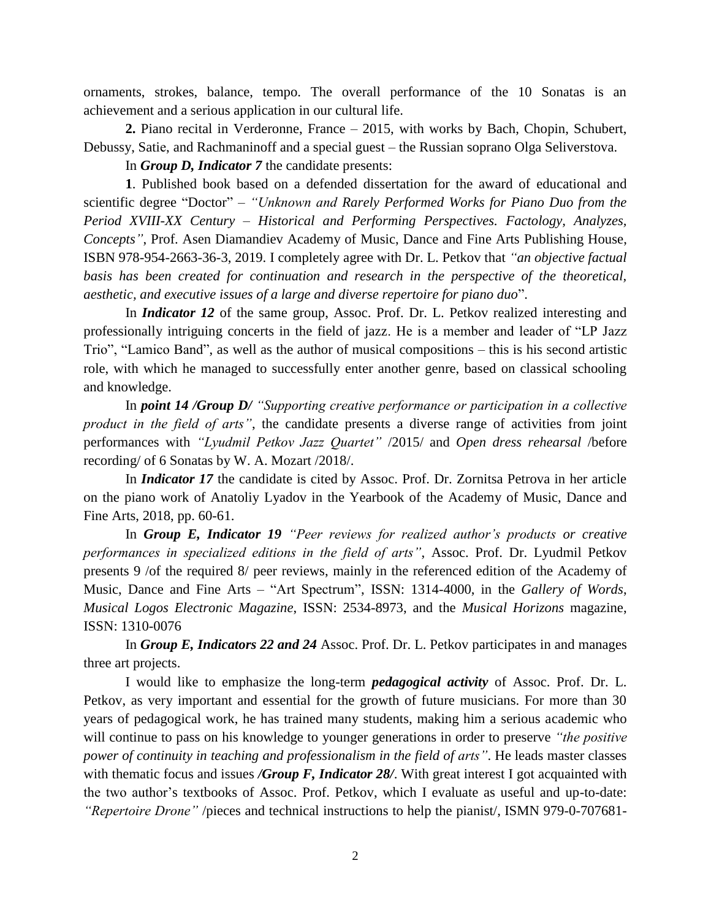ornaments, strokes, balance, tempo. The overall performance of the 10 Sonatas is an achievement and a serious application in our cultural life.

**2.** Piano recital in Verderonne, France – 2015, with works by Bach, Chopin, Schubert, Debussy, Satie, and Rachmaninoff and a special guest – the Russian soprano Olga Seliverstova.

In ***Group D, Indicator 7*** the candidate presents:

**1**. Published book based on a defended dissertation for the award of educational and scientific degree "Doctor" – *"Unknown and Rarely Performed Works for Piano Duo from the Period XVIII-XX Century – Historical and Performing Perspectives. Factology, Analyzes, Concepts"*, Prof. Asen Diamandiev Academy of Music, Dance and Fine Arts Publishing House, ISBN 978-954-2663-36-3, 2019. I completely agree with Dr. L. Petkov that *"an objective factual basis has been created for continuation and research in the perspective of the theoretical, aesthetic, and executive issues of a large and diverse repertoire for piano duo*".

In ***Indicator 12*** of the same group, Assoc. Prof. Dr. L. Petkov realized interesting and professionally intriguing concerts in the field of jazz. He is a member and leader of "LP Jazz Trio", "Lamico Band", as well as the author of musical compositions – this is his second artistic role, with which he managed to successfully enter another genre, based on classical schooling and knowledge.

In ***point 14 /Group D/*** *"Supporting creative performance or participation in a collective product in the field of arts"*, the candidate presents a diverse range of activities from joint performances with *"Lyudmil Petkov Jazz Quartet"* /2015/ and *Open dress rehearsal* /before recording/ of 6 Sonatas by W. A. Mozart /2018/.

In ***Indicator 17*** the candidate is cited by Assoc. Prof. Dr. Zornitsa Petrova in her article on the piano work of Anatoliy Lyadov in the Yearbook of the Academy of Music, Dance and Fine Arts, 2018, pp. 60-61.

In ***Group E, Indicator 19*** *"Peer reviews for realized author's products or creative performances in specialized editions in the field of arts"*, Assoc. Prof. Dr. Lyudmil Petkov presents 9 /of the required 8/ peer reviews, mainly in the referenced edition of the Academy of Music, Dance and Fine Arts – "Art Spectrum", ISSN: 1314-4000, in the *Gallery of Words*, *Musical Logos Electronic Magazine*, ISSN: 2534-8973, and the *Musical Horizons* magazine, ISSN: 1310-0076

In ***Group E, Indicators 22 and 24*** Assoc. Prof. Dr. L. Petkov participates in and manages three art projects.

I would like to emphasize the long-term ***pedagogical activity*** of Assoc. Prof. Dr. L. Petkov, as very important and essential for the growth of future musicians. For more than 30 years of pedagogical work, he has trained many students, making him a serious academic who will continue to pass on his knowledge to younger generations in order to preserve *"the positive power of continuity in teaching and professionalism in the field of arts"*. He leads master classes with thematic focus and issues ***/Group F, Indicator 28/***. With great interest I got acquainted with the two author's textbooks of Assoc. Prof. Petkov, which I evaluate as useful and up-to-date: *"Repertoire Drone"* /pieces and technical instructions to help the pianist/, ISMN 979-0-707681-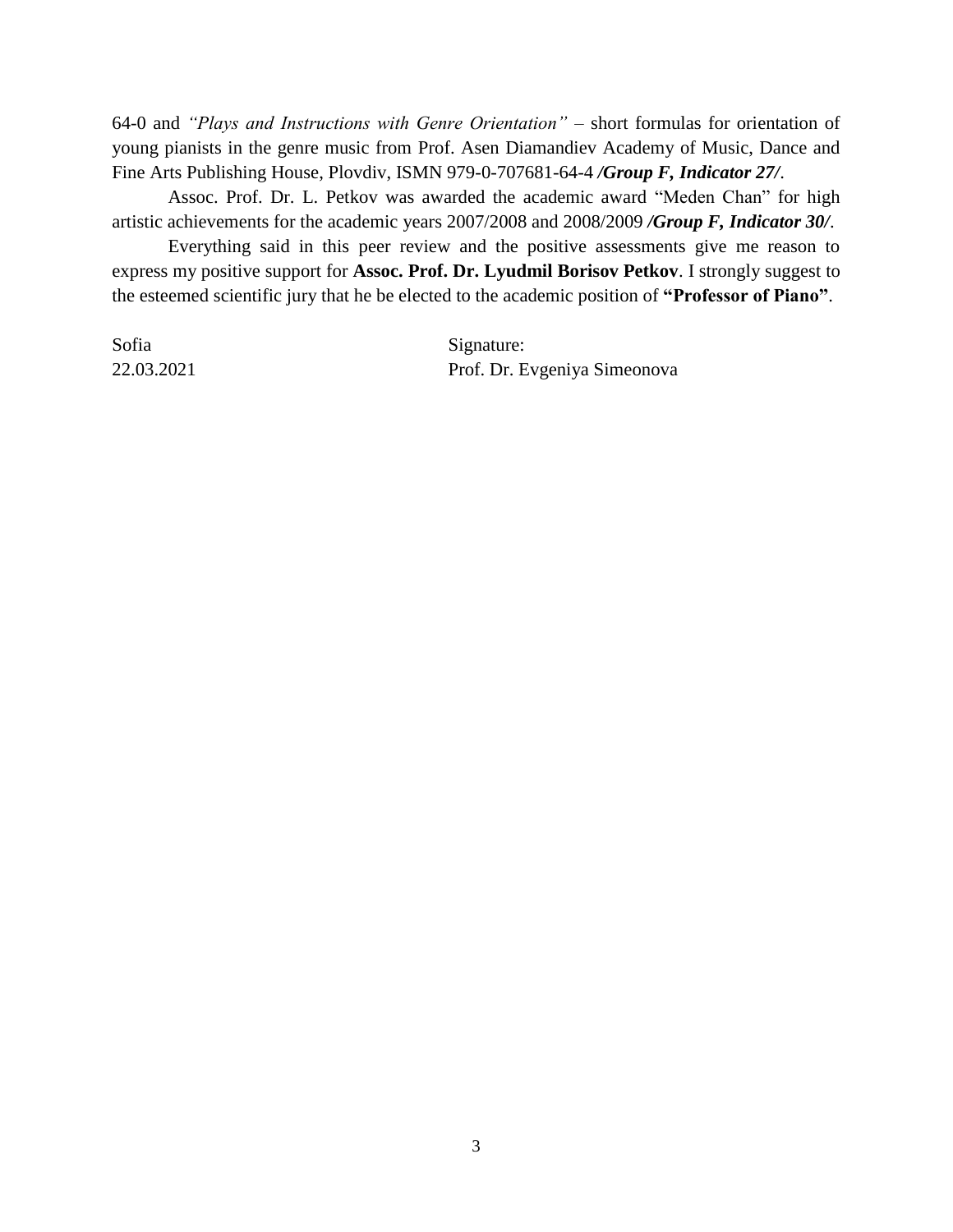64-0 and *"Plays and Instructions with Genre Orientation"* – short formulas for orientation of young pianists in the genre music from Prof. Asen Diamandiev Academy of Music, Dance and Fine Arts Publishing House, Plovdiv, ISMN 979-0-707681-64-4 ***/Group F, Indicator 27/***.

Assoc. Prof. Dr. L. Petkov was awarded the academic award "Meden Chan" for high artistic achievements for the academic years 2007/2008 and 2008/2009 ***/Group F, Indicator 30/***.

Everything said in this peer review and the positive assessments give me reason to express my positive support for **Assoc. Prof. Dr. Lyudmil Borisov Petkov**. I strongly suggest to the esteemed scientific jury that he be elected to the academic position of **"Professor of Piano"**.

Sofia
22.03.2021

Signature:
Prof. Dr. Evgeniya Simeonova